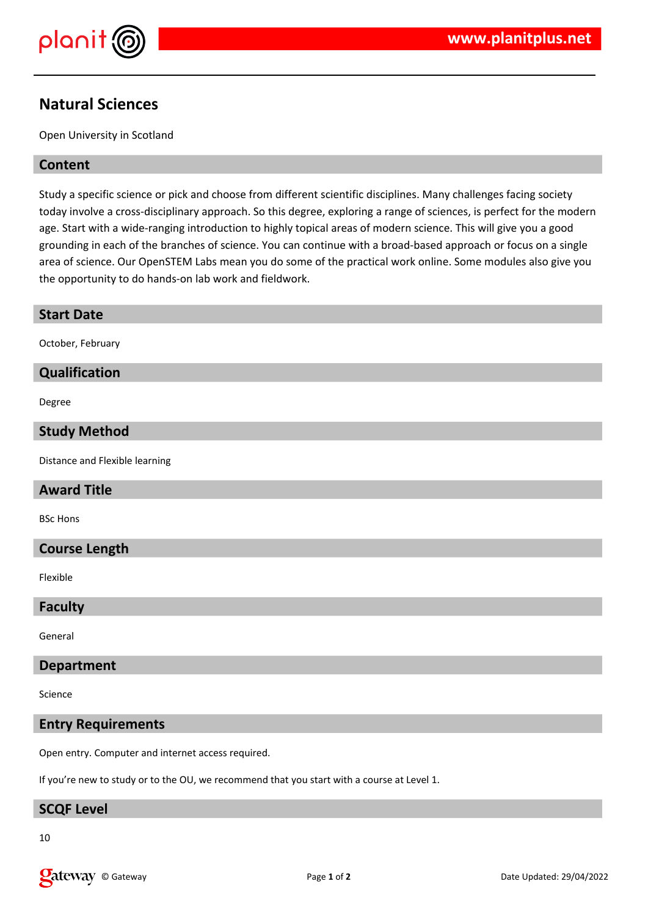# Natural Sciences

Open University in Scotland

## Content

Study a specific science or pick and choose from different scientific disciplines. Many challenges facing society today involve a cross-disciplinary approach. So this degree, exploring a range of sciences, is perfect for the modern age. Start with a wide-ranging introduction to highly topical areas of modern science. This will give you a good grounding in each of the branches of science. You can continue with a broad-based approach or focus on a single area of science. Our OpenSTEM Labs mean you do some of the practical work online. Some modules also give you the opportunity to do hands-on lab work and fieldwork.

## Start Date

October, February

## Qualification

Degree

## Study Method

Distance and Flexible learning

## Award Title

BSc Hons

## Course Length

Flexible

## Faculty

General

## Department

Science

## Entry Requirements

Open entry. Computer and internet access required.

If you're new to study or to the OU, we recommend that you start with a course at Level 1.

## SCQF Level

10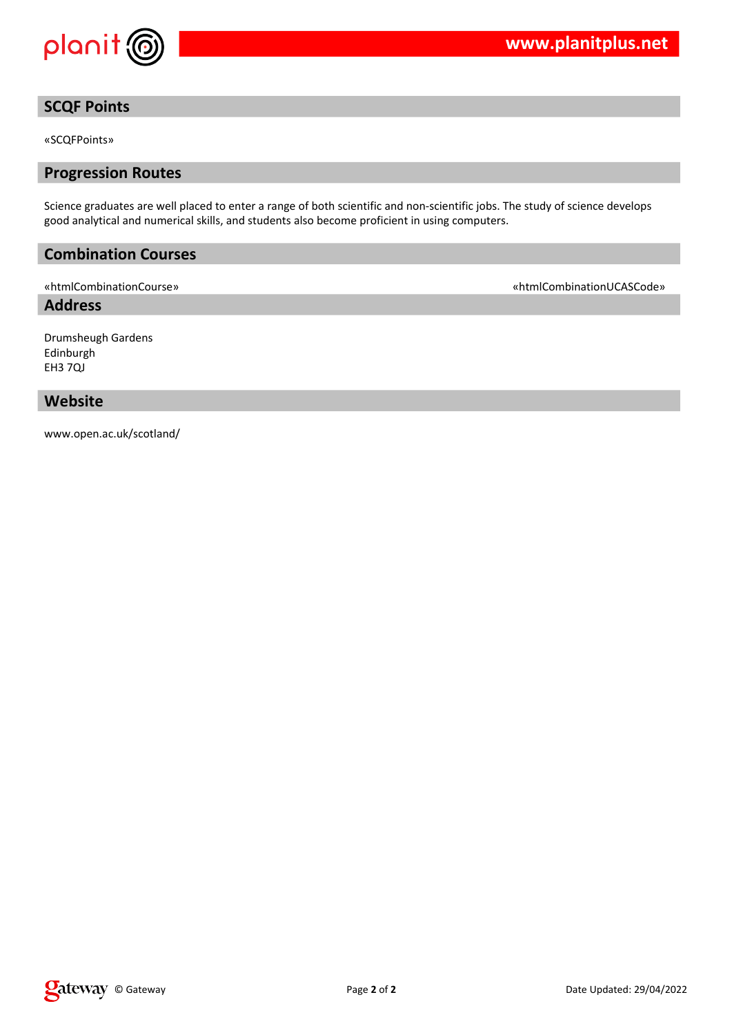## SCQF Points

«SCQFPoints»

## Progression Routes

Science graduates are well placed to enter a range of both scientific and non-scientific jobs. The study of science develops good analytical and numerical skills, and students also become proficient in using computers.

## Combination Courses

«htmlCombinationCourse» «htmlCombinationUCASCode»

## Address

Drumsheugh Gardens
Edinburgh
EH3 7QJ

## Website

www.open.ac.uk/scotland/